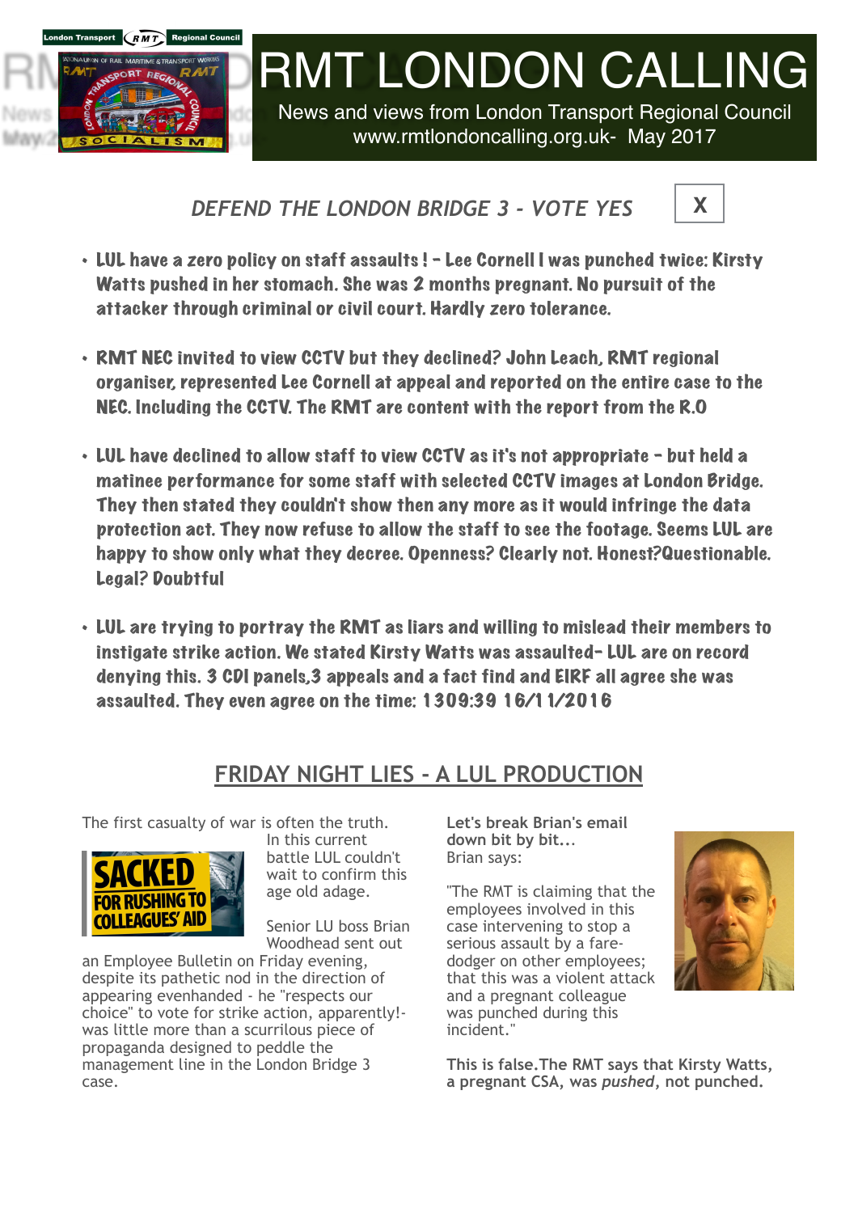# RMT LONDON CALLING

News and views from London Transport Regional Council
www.rmtlondoncalling.org.uk- May 2017

## *DEFEND THE LONDON BRIDGE 3 - VOTE YES* X

- **LUL have a zero policy on staff assaults ! - Lee Cornell I was punched twice: Kirsty Watts pushed in her stomach. She was 2 months pregnant. No pursuit of the attacker through criminal or civil court. Hardly zero tolerance.**

- **RMT NEC invited to view CCTV but they declined? John Leach, RMT regional organiser, represented Lee Cornell at appeal and reported on the entire case to the NEC. Including the CCTV. The RMT are content with the report from the R.O**

- **LUL have declined to allow staff to view CCTV as it's not appropriate - but held a matinee performance for some staff with selected CCTV images at London Bridge. They then stated they couldn't show then any more as it would infringe the data protection act. They now refuse to allow the staff to see the footage. Seems LUL are happy to show only what they decree. Openness? Clearly not. Honest?Questionable. Legal? Doubtful**

- **LUL are trying to portray the RMT as liars and willing to mislead their members to instigate strike action. We stated Kirsty Watts was assaulted- LUL are on record denying this. 3 CDI panels,3 appeals and a fact find and EIRF all agree she was assaulted. They even agree on the time: 1309:39 16/11/2016**

## FRIDAY NIGHT LIES - A LUL PRODUCTION

The first casualty of war is often the truth. In this current battle LUL couldn't wait to confirm this age old adage.

SACKED FOR RUSHING TO COLLEAGUES' AID

Senior LU boss Brian Woodhead sent out an Employee Bulletin on Friday evening, despite its pathetic nod in the direction of appearing evenhanded - he "respects our choice" to vote for strike action, apparently!- was little more than a scurrilous piece of propaganda designed to peddle the management line in the London Bridge 3 case.

**Let's break Brian's email down bit by bit...**
Brian says:

"The RMT is claiming that the employees involved in this case intervening to stop a serious assault by a fare-dodger on other employees; that this was a violent attack and a pregnant colleague was punched during this incident."

**This is false.The RMT says that Kirsty Watts, a pregnant CSA, was *pushed*, not punched.**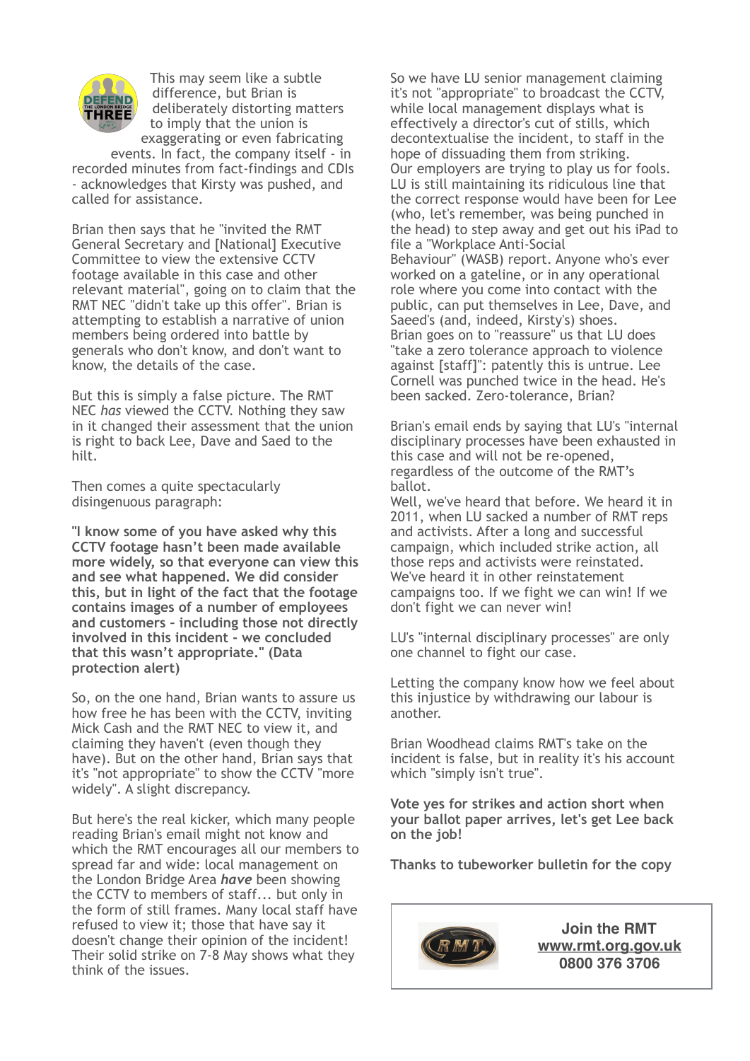This may seem like a subtle difference, but Brian is deliberately distorting matters to imply that the union is exaggerating or even fabricating events. In fact, the company itself - in recorded minutes from fact-findings and CDIs - acknowledges that Kirsty was pushed, and called for assistance.

Brian then says that he "invited the RMT General Secretary and [National] Executive Committee to view the extensive CCTV footage available in this case and other relevant material", going on to claim that the RMT NEC "didn't take up this offer". Brian is attempting to establish a narrative of union members being ordered into battle by generals who don't know, and don't want to know, the details of the case.

But this is simply a false picture. The RMT NEC *has* viewed the CCTV. Nothing they saw in it changed their assessment that the union is right to back Lee, Dave and Saed to the hilt.

Then comes a quite spectacularly disingenuous paragraph:

**"I know some of you have asked why this CCTV footage hasn't been made available more widely, so that everyone can view this and see what happened. We did consider this, but in light of the fact that the footage contains images of a number of employees and customers – including those not directly involved in this incident - we concluded that this wasn't appropriate." (Data protection alert)**

So, on the one hand, Brian wants to assure us how free he has been with the CCTV, inviting Mick Cash and the RMT NEC to view it, and claiming they haven't (even though they have). But on the other hand, Brian says that it's "not appropriate" to show the CCTV "more widely". A slight discrepancy.

But here's the real kicker, which many people reading Brian's email might not know and which the RMT encourages all our members to spread far and wide: local management on the London Bridge Area ***have*** been showing the CCTV to members of staff... but only in the form of still frames. Many local staff have refused to view it; those that have say it doesn't change their opinion of the incident! Their solid strike on 7-8 May shows what they think of the issues.

So we have LU senior management claiming it's not "appropriate" to broadcast the CCTV, while local management displays what is effectively a director's cut of stills, which decontextualise the incident, to staff in the hope of dissuading them from striking.
Our employers are trying to play us for fools. LU is still maintaining its ridiculous line that the correct response would have been for Lee (who, let's remember, was being punched in the head) to step away and get out his iPad to file a "Workplace Anti-Social Behaviour" (WASB) report. Anyone who's ever worked on a gateline, or in any operational role where you come into contact with the public, can put themselves in Lee, Dave, and Saeed's (and, indeed, Kirsty's) shoes.
Brian goes on to "reassure" us that LU does "take a zero tolerance approach to violence against [staff]": patently this is untrue. Lee Cornell was punched twice in the head. He's been sacked. Zero-tolerance, Brian?

Brian's email ends by saying that LU's "internal disciplinary processes have been exhausted in this case and will not be re-opened, regardless of the outcome of the RMT's ballot.
Well, we've heard that before. We heard it in 2011, when LU sacked a number of RMT reps and activists. After a long and successful campaign, which included strike action, all those reps and activists were reinstated. We've heard it in other reinstatement campaigns too. If we fight we can win! If we don't fight we can never win!

LU's "internal disciplinary processes" are only one channel to fight our case.

Letting the company know how we feel about this injustice by withdrawing our labour is another.

Brian Woodhead claims RMT's take on the incident is false, but in reality it's his account which "simply isn't true".

**Vote yes for strikes and action short when your ballot paper arrives, let's get Lee back on the job!**

**Thanks to tubeworker bulletin for the copy**

**Join the RMT**
**www.rmt.org.gov.uk**
**0800 376 3706**